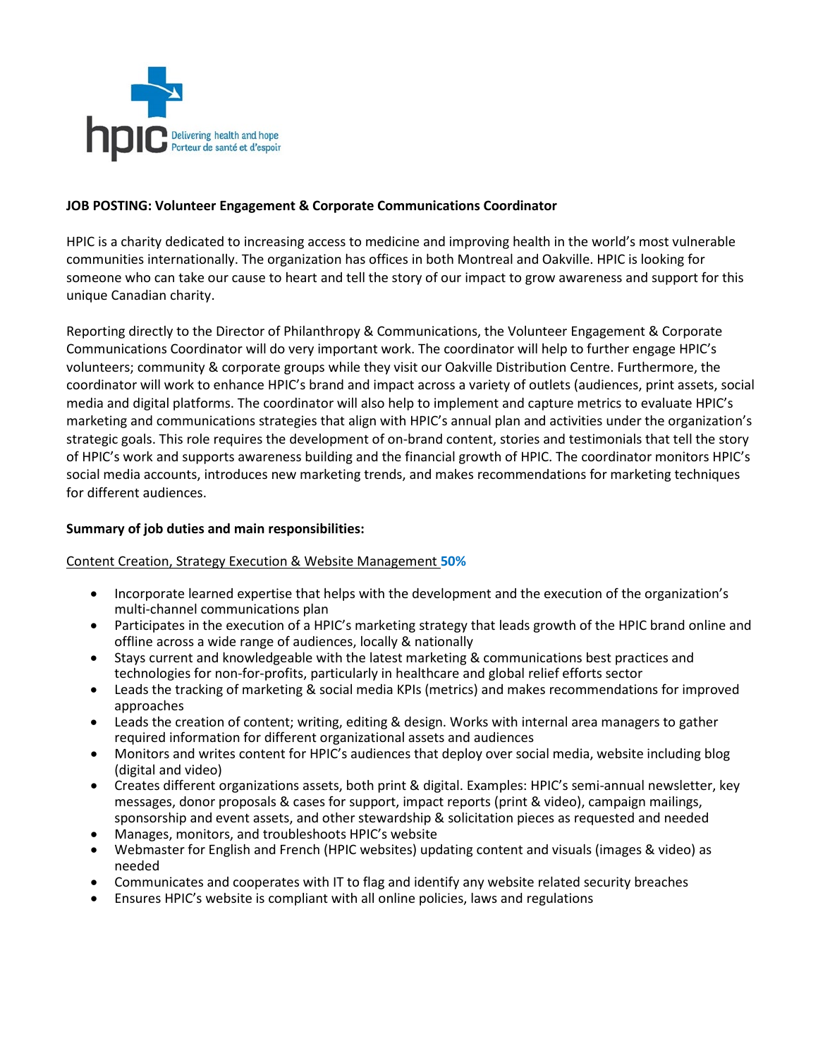hpic Delivering health and hope
Porteur de santé et d'espoir

**JOB POSTING: Volunteer Engagement & Corporate Communications Coordinator**

HPIC is a charity dedicated to increasing access to medicine and improving health in the world's most vulnerable communities internationally. The organization has offices in both Montreal and Oakville. HPIC is looking for someone who can take our cause to heart and tell the story of our impact to grow awareness and support for this unique Canadian charity.

Reporting directly to the Director of Philanthropy & Communications, the Volunteer Engagement & Corporate Communications Coordinator will do very important work. The coordinator will help to further engage HPIC's volunteers; community & corporate groups while they visit our Oakville Distribution Centre. Furthermore, the coordinator will work to enhance HPIC's brand and impact across a variety of outlets (audiences, print assets, social media and digital platforms. The coordinator will also help to implement and capture metrics to evaluate HPIC's marketing and communications strategies that align with HPIC's annual plan and activities under the organization's strategic goals. This role requires the development of on-brand content, stories and testimonials that tell the story of HPIC's work and supports awareness building and the financial growth of HPIC. The coordinator monitors HPIC's social media accounts, introduces new marketing trends, and makes recommendations for marketing techniques for different audiences.

**Summary of job duties and main responsibilities:**

Content Creation, Strategy Execution & Website Management **50%**

- Incorporate learned expertise that helps with the development and the execution of the organization's multi-channel communications plan
- Participates in the execution of a HPIC's marketing strategy that leads growth of the HPIC brand online and offline across a wide range of audiences, locally & nationally
- Stays current and knowledgeable with the latest marketing & communications best practices and technologies for non-for-profits, particularly in healthcare and global relief efforts sector
- Leads the tracking of marketing & social media KPIs (metrics) and makes recommendations for improved approaches
- Leads the creation of content; writing, editing & design. Works with internal area managers to gather required information for different organizational assets and audiences
- Monitors and writes content for HPIC's audiences that deploy over social media, website including blog (digital and video)
- Creates different organizations assets, both print & digital. Examples: HPIC's semi-annual newsletter, key messages, donor proposals & cases for support, impact reports (print & video), campaign mailings, sponsorship and event assets, and other stewardship & solicitation pieces as requested and needed
- Manages, monitors, and troubleshoots HPIC's website
- Webmaster for English and French (HPIC websites) updating content and visuals (images & video) as needed
- Communicates and cooperates with IT to flag and identify any website related security breaches
- Ensures HPIC's website is compliant with all online policies, laws and regulations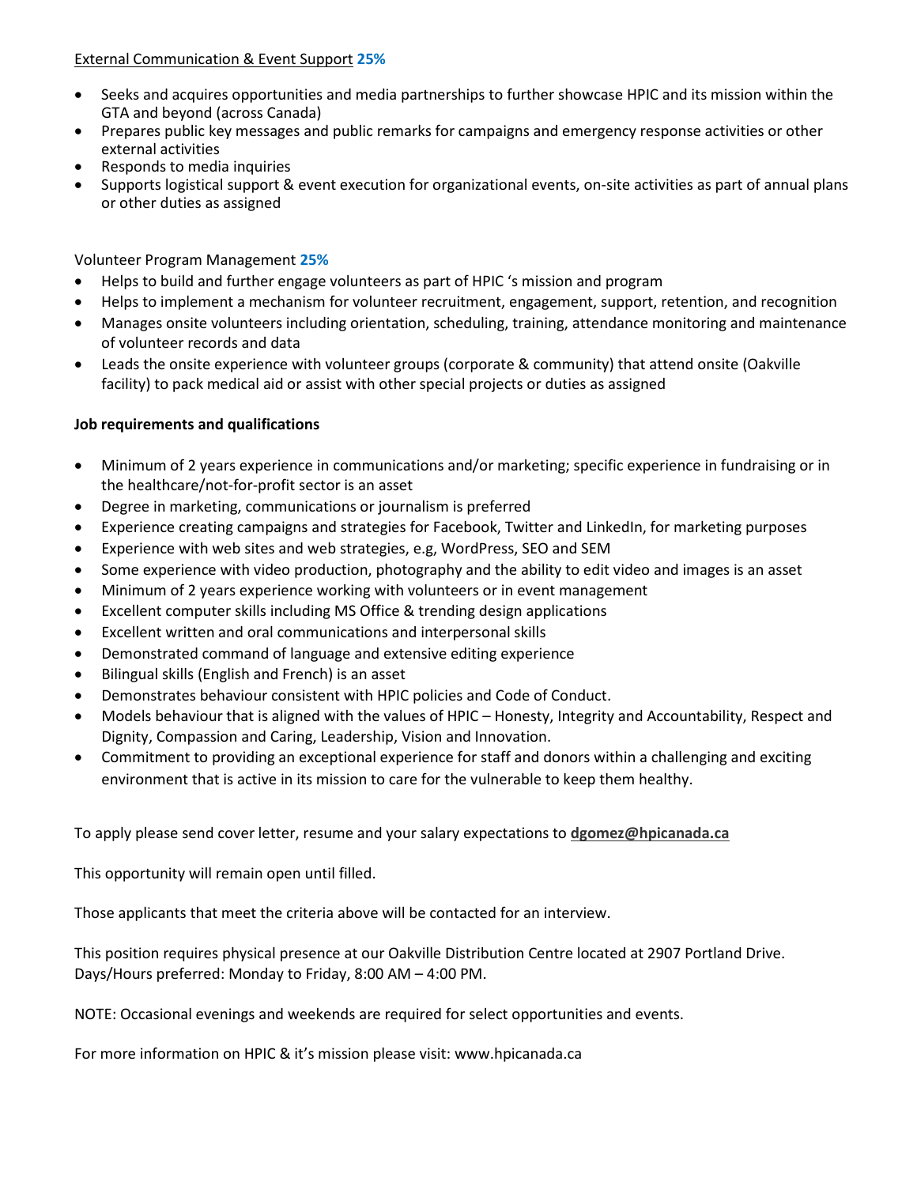External Communication & Event Support **25%**

- Seeks and acquires opportunities and media partnerships to further showcase HPIC and its mission within the GTA and beyond (across Canada)
- Prepares public key messages and public remarks for campaigns and emergency response activities or other external activities
- Responds to media inquiries
- Supports logistical support & event execution for organizational events, on-site activities as part of annual plans or other duties as assigned

Volunteer Program Management **25%**

- Helps to build and further engage volunteers as part of HPIC 's mission and program
- Helps to implement a mechanism for volunteer recruitment, engagement, support, retention, and recognition
- Manages onsite volunteers including orientation, scheduling, training, attendance monitoring and maintenance of volunteer records and data
- Leads the onsite experience with volunteer groups (corporate & community) that attend onsite (Oakville facility) to pack medical aid or assist with other special projects or duties as assigned

**Job requirements and qualifications**

- Minimum of 2 years experience in communications and/or marketing; specific experience in fundraising or in the healthcare/not-for-profit sector is an asset
- Degree in marketing, communications or journalism is preferred
- Experience creating campaigns and strategies for Facebook, Twitter and LinkedIn, for marketing purposes
- Experience with web sites and web strategies, e.g, WordPress, SEO and SEM
- Some experience with video production, photography and the ability to edit video and images is an asset
- Minimum of 2 years experience working with volunteers or in event management
- Excellent computer skills including MS Office & trending design applications
- Excellent written and oral communications and interpersonal skills
- Demonstrated command of language and extensive editing experience
- Bilingual skills (English and French) is an asset
- Demonstrates behaviour consistent with HPIC policies and Code of Conduct.
- Models behaviour that is aligned with the values of HPIC – Honesty, Integrity and Accountability, Respect and Dignity, Compassion and Caring, Leadership, Vision and Innovation.
- Commitment to providing an exceptional experience for staff and donors within a challenging and exciting environment that is active in its mission to care for the vulnerable to keep them healthy.

To apply please send cover letter, resume and your salary expectations to **dgomez@hpicanada.ca**

This opportunity will remain open until filled.

Those applicants that meet the criteria above will be contacted for an interview.

This position requires physical presence at our Oakville Distribution Centre located at 2907 Portland Drive.
Days/Hours preferred: Monday to Friday, 8:00 AM – 4:00 PM.

NOTE: Occasional evenings and weekends are required for select opportunities and events.

For more information on HPIC & it's mission please visit: www.hpicanada.ca